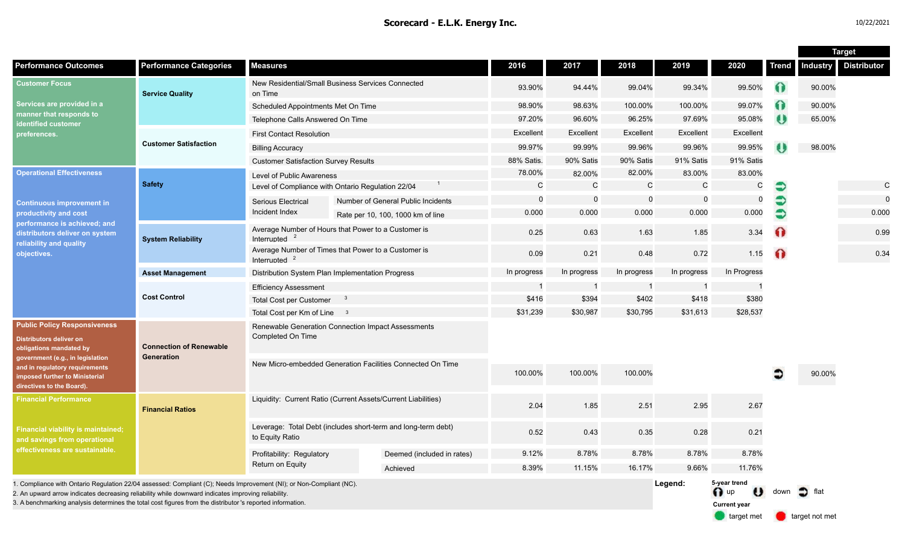# Scorecard - E.L.K. Energy Inc.

10/22/2021

| Performance Outcomes | Performance Categories | Measures | | 2016 | 2017 | 2018 | 2019 | 2020 | Trend | Target Industry | Target Distributor |
|---|---|---|---|---|---|---|---|---|---|---|---|
| **Customer Focus** Services are provided in a manner that responds to identified customer preferences. | Service Quality | New Residential/Small Business Services Connected on Time | | 93.90% | 94.44% | 99.04% | 99.34% | 99.50% | up | 90.00% | |
| | | Scheduled Appointments Met On Time | | 98.90% | 98.63% | 100.00% | 100.00% | 99.07% | up | 90.00% | |
| | | Telephone Calls Answered On Time | | 97.20% | 96.60% | 96.25% | 97.69% | 95.08% | down | 65.00% | |
| | Customer Satisfaction | First Contact Resolution | | Excellent | Excellent | Excellent | Excellent | Excellent | | | |
| | | Billing Accuracy | | 99.97% | 99.99% | 99.96% | 99.96% | 99.95% | down | 98.00% | |
| | | Customer Satisfaction Survey Results | | 88% Satis. | 90% Satis | 90% Satis | 91% Satis | 91% Satis | | | |
| **Operational Effectiveness** Continuous improvement in productivity and cost performance is achieved; and distributors deliver on system reliability and quality objectives. | Safety | Level of Public Awareness | | 78.00% | 82.00% | 82.00% | 83.00% | 83.00% | | | |
| | | Level of Compliance with Ontario Regulation 22/04 [1] | | C | C | C | C | C | flat | | C |
| | | Serious Electrical Incident Index | Number of General Public Incidents | 0 | 0 | 0 | 0 | 0 | flat | | 0 |
| | | | Rate per 10, 100, 1000 km of line | 0.000 | 0.000 | 0.000 | 0.000 | 0.000 | flat | | 0.000 |
| | System Reliability | Average Number of Hours that Power to a Customer is Interrupted [2] | | 0.25 | 0.63 | 1.63 | 1.85 | 3.34 | up (target not met) | | 0.99 |
| | | Average Number of Times that Power to a Customer is Interrupted [2] | | 0.09 | 0.21 | 0.48 | 0.72 | 1.15 | up (target not met) | | 0.34 |
| | Asset Management | Distribution System Plan Implementation Progress | | In progress | In progress | In progress | In progress | In Progress | | | |
| | Cost Control | Efficiency Assessment | | 1 | 1 | 1 | 1 | 1 | | | |
| | | Total Cost per Customer [3] | | $416 | $394 | $402 | $418 | $380 | | | |
| | | Total Cost per Km of Line [3] | | $31,239 | $30,987 | $30,795 | $31,613 | $28,537 | | | |
| **Public Policy Responsiveness** Distributors deliver on obligations mandated by government (e.g., in legislation and in regulatory requirements imposed further to Ministerial directives to the Board). | Connection of Renewable Generation | Renewable Generation Connection Impact Assessments Completed On Time | | | | | | | | | |
| | | New Micro-embedded Generation Facilities Connected On Time | | 100.00% | 100.00% | 100.00% | | | flat | 90.00% | |
| **Financial Performance** Financial viability is maintained; and savings from operational effectiveness are sustainable. | Financial Ratios | Liquidity: Current Ratio (Current Assets/Current Liabilities) | | 2.04 | 1.85 | 2.51 | 2.95 | 2.67 | | | |
| | | Leverage: Total Debt (includes short-term and long-term debt) to Equity Ratio | | 0.52 | 0.43 | 0.35 | 0.28 | 0.21 | | | |
| | | Profitability: Regulatory Return on Equity | Deemed (included in rates) | 9.12% | 8.78% | 8.78% | 8.78% | 8.78% | | | |
| | | | Achieved | 8.39% | 11.15% | 16.17% | 9.66% | 11.76% | | | |

1. Compliance with Ontario Regulation 22/04 assessed: Compliant (C); Needs Improvement (NI); or Non-Compliant (NC).
2. An upward arrow indicates decreasing reliability while downward indicates improving reliability.
3. A benchmarking analysis determines the total cost figures from the distributor's reported information.

**Legend:** 5-year trend: up, down, flat. Current year: target met, target not met.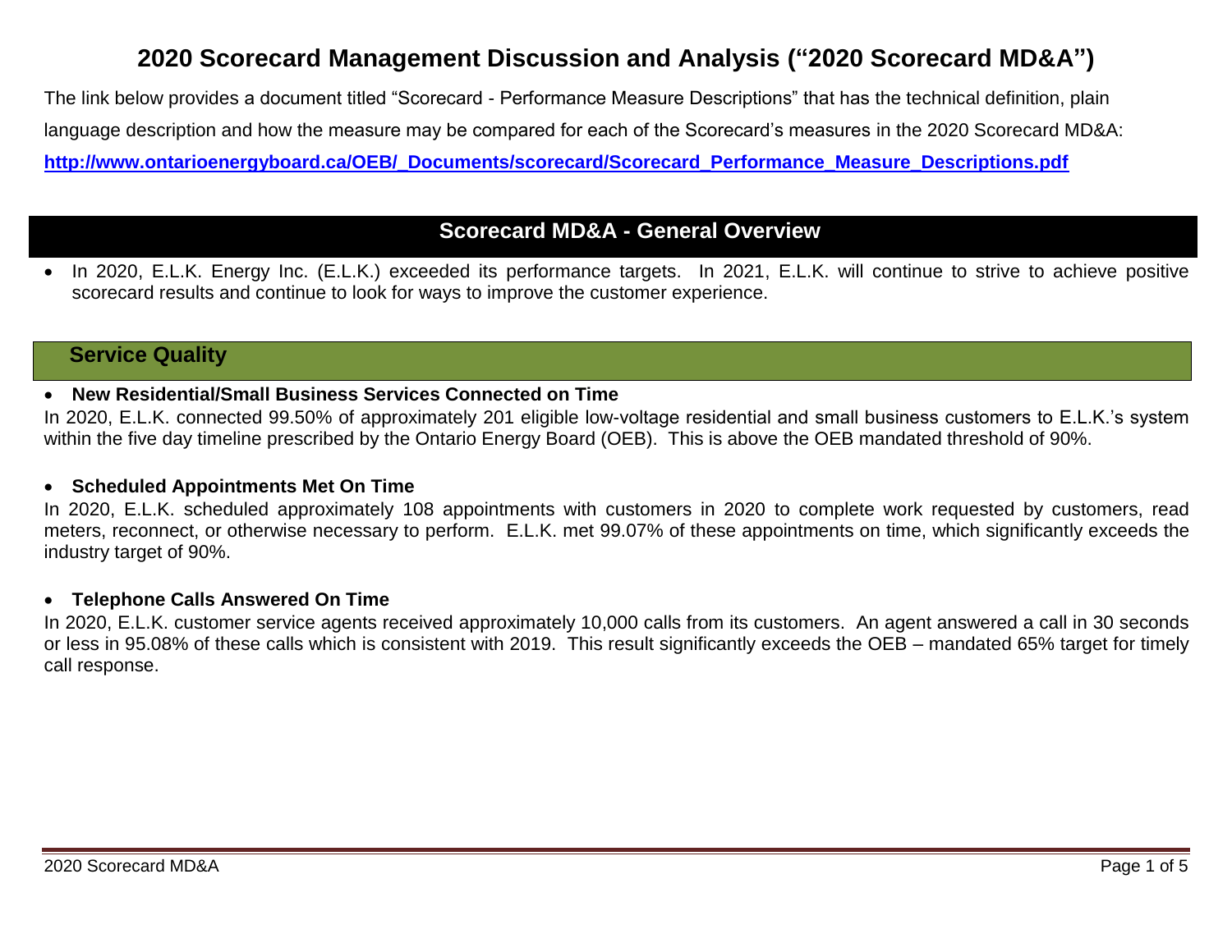# 2020 Scorecard Management Discussion and Analysis ("2020 Scorecard MD&A")

The link below provides a document titled "Scorecard - Performance Measure Descriptions" that has the technical definition, plain language description and how the measure may be compared for each of the Scorecard's measures in the 2020 Scorecard MD&A:

**http://www.ontarioenergyboard.ca/OEB/_Documents/scorecard/Scorecard_Performance_Measure_Descriptions.pdf**

## Scorecard MD&A - General Overview

- In 2020, E.L.K. Energy Inc. (E.L.K.) exceeded its performance targets. In 2021, E.L.K. will continue to strive to achieve positive scorecard results and continue to look for ways to improve the customer experience.

## Service Quality

- **New Residential/Small Business Services Connected on Time**

In 2020, E.L.K. connected 99.50% of approximately 201 eligible low-voltage residential and small business customers to E.L.K.'s system within the five day timeline prescribed by the Ontario Energy Board (OEB). This is above the OEB mandated threshold of 90%.

- **Scheduled Appointments Met On Time**

In 2020, E.L.K. scheduled approximately 108 appointments with customers in 2020 to complete work requested by customers, read meters, reconnect, or otherwise necessary to perform. E.L.K. met 99.07% of these appointments on time, which significantly exceeds the industry target of 90%.

- **Telephone Calls Answered On Time**

In 2020, E.L.K. customer service agents received approximately 10,000 calls from its customers. An agent answered a call in 30 seconds or less in 95.08% of these calls which is consistent with 2019. This result significantly exceeds the OEB – mandated 65% target for timely call response.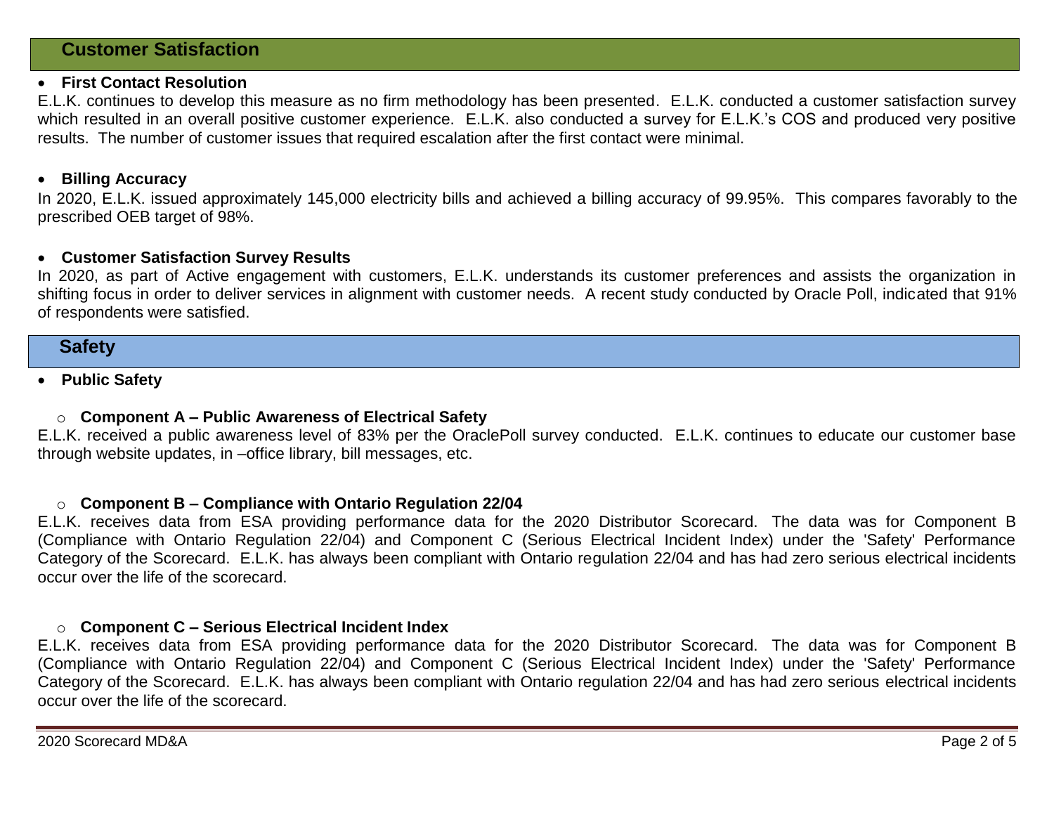## Customer Satisfaction

- **First Contact Resolution**

E.L.K. continues to develop this measure as no firm methodology has been presented. E.L.K. conducted a customer satisfaction survey which resulted in an overall positive customer experience. E.L.K. also conducted a survey for E.L.K.'s COS and produced very positive results. The number of customer issues that required escalation after the first contact were minimal.

- **Billing Accuracy**

In 2020, E.L.K. issued approximately 145,000 electricity bills and achieved a billing accuracy of 99.95%. This compares favorably to the prescribed OEB target of 98%.

- **Customer Satisfaction Survey Results**

In 2020, as part of Active engagement with customers, E.L.K. understands its customer preferences and assists the organization in shifting focus in order to deliver services in alignment with customer needs. A recent study conducted by Oracle Poll, indicated that 91% of respondents were satisfied.

## Safety

- **Public Safety**

  - **Component A – Public Awareness of Electrical Safety**

E.L.K. received a public awareness level of 83% per the OraclePoll survey conducted. E.L.K. continues to educate our customer base through website updates, in –office library, bill messages, etc.

  - **Component B – Compliance with Ontario Regulation 22/04**

E.L.K. receives data from ESA providing performance data for the 2020 Distributor Scorecard. The data was for Component B (Compliance with Ontario Regulation 22/04) and Component C (Serious Electrical Incident Index) under the 'Safety' Performance Category of the Scorecard. E.L.K. has always been compliant with Ontario regulation 22/04 and has had zero serious electrical incidents occur over the life of the scorecard.

  - **Component C – Serious Electrical Incident Index**

E.L.K. receives data from ESA providing performance data for the 2020 Distributor Scorecard. The data was for Component B (Compliance with Ontario Regulation 22/04) and Component C (Serious Electrical Incident Index) under the 'Safety' Performance Category of the Scorecard. E.L.K. has always been compliant with Ontario regulation 22/04 and has had zero serious electrical incidents occur over the life of the scorecard.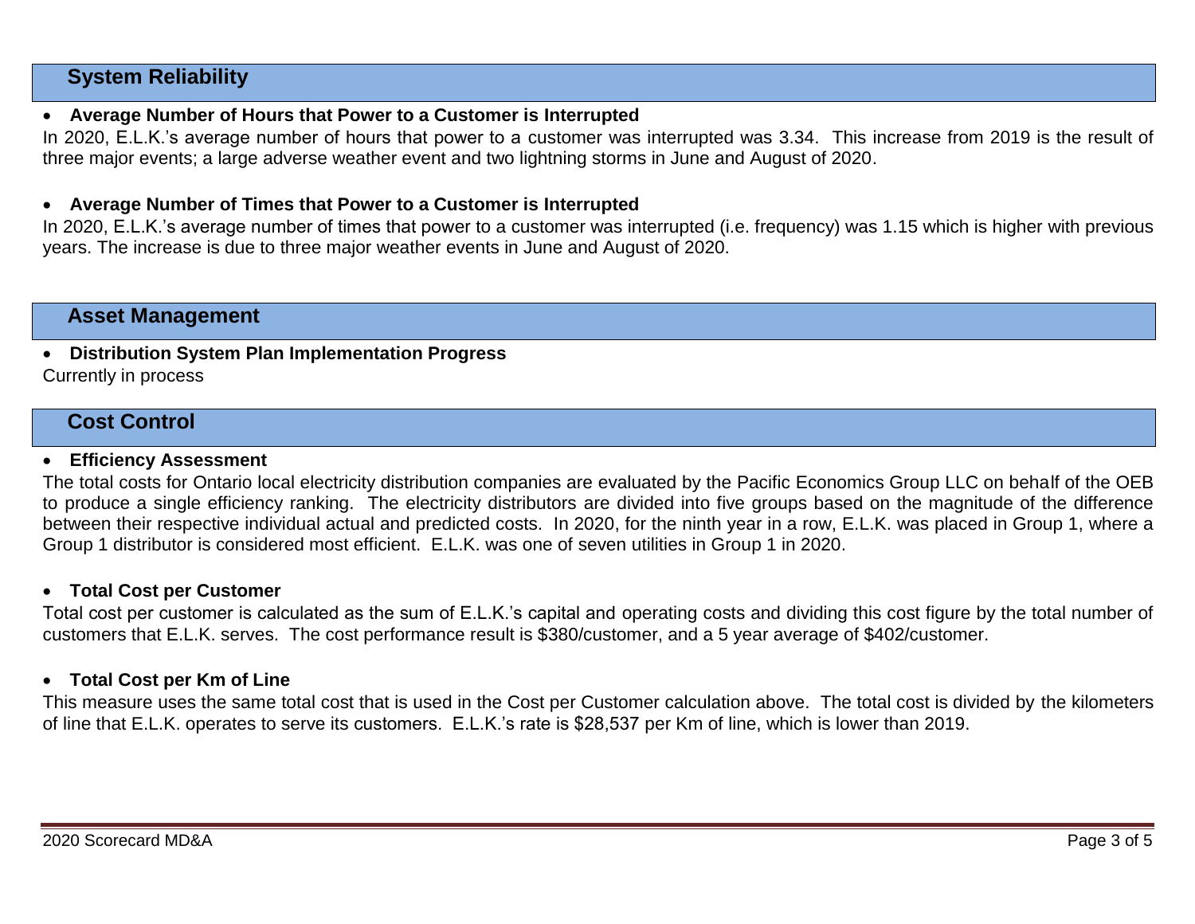## System Reliability

- **Average Number of Hours that Power to a Customer is Interrupted**

In 2020, E.L.K.'s average number of hours that power to a customer was interrupted was 3.34. This increase from 2019 is the result of three major events; a large adverse weather event and two lightning storms in June and August of 2020.

- **Average Number of Times that Power to a Customer is Interrupted**

In 2020, E.L.K.'s average number of times that power to a customer was interrupted (i.e. frequency) was 1.15 which is higher with previous years. The increase is due to three major weather events in June and August of 2020.

## Asset Management

- **Distribution System Plan Implementation Progress**

Currently in process

## Cost Control

- **Efficiency Assessment**

The total costs for Ontario local electricity distribution companies are evaluated by the Pacific Economics Group LLC on behalf of the OEB to produce a single efficiency ranking. The electricity distributors are divided into five groups based on the magnitude of the difference between their respective individual actual and predicted costs. In 2020, for the ninth year in a row, E.L.K. was placed in Group 1, where a Group 1 distributor is considered most efficient. E.L.K. was one of seven utilities in Group 1 in 2020.

- **Total Cost per Customer**

Total cost per customer is calculated as the sum of E.L.K.'s capital and operating costs and dividing this cost figure by the total number of customers that E.L.K. serves. The cost performance result is $380/customer, and a 5 year average of $402/customer.

- **Total Cost per Km of Line**

This measure uses the same total cost that is used in the Cost per Customer calculation above. The total cost is divided by the kilometers of line that E.L.K. operates to serve its customers. E.L.K.'s rate is $28,537 per Km of line, which is lower than 2019.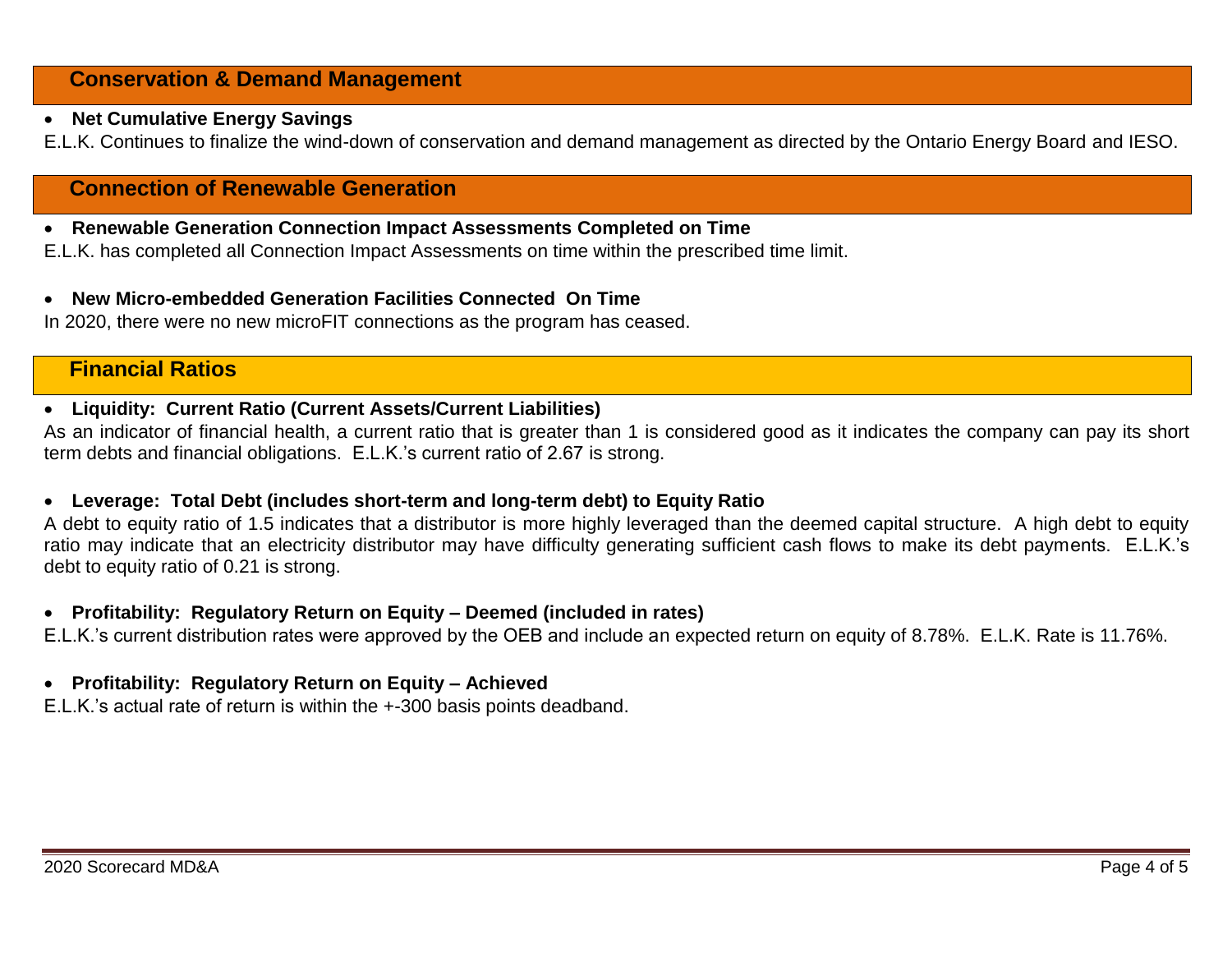## Conservation & Demand Management

- **Net Cumulative Energy Savings**

E.L.K. Continues to finalize the wind-down of conservation and demand management as directed by the Ontario Energy Board and IESO.

## Connection of Renewable Generation

- **Renewable Generation Connection Impact Assessments Completed on Time**

E.L.K. has completed all Connection Impact Assessments on time within the prescribed time limit.

- **New Micro-embedded Generation Facilities Connected On Time**

In 2020, there were no new microFIT connections as the program has ceased.

## Financial Ratios

- **Liquidity: Current Ratio (Current Assets/Current Liabilities)**

As an indicator of financial health, a current ratio that is greater than 1 is considered good as it indicates the company can pay its short term debts and financial obligations. E.L.K.'s current ratio of 2.67 is strong.

- **Leverage: Total Debt (includes short-term and long-term debt) to Equity Ratio**

A debt to equity ratio of 1.5 indicates that a distributor is more highly leveraged than the deemed capital structure. A high debt to equity ratio may indicate that an electricity distributor may have difficulty generating sufficient cash flows to make its debt payments. E.L.K.'s debt to equity ratio of 0.21 is strong.

- **Profitability: Regulatory Return on Equity – Deemed (included in rates)**

E.L.K.'s current distribution rates were approved by the OEB and include an expected return on equity of 8.78%. E.L.K. Rate is 11.76%.

- **Profitability: Regulatory Return on Equity – Achieved**

E.L.K.'s actual rate of return is within the +-300 basis points deadband.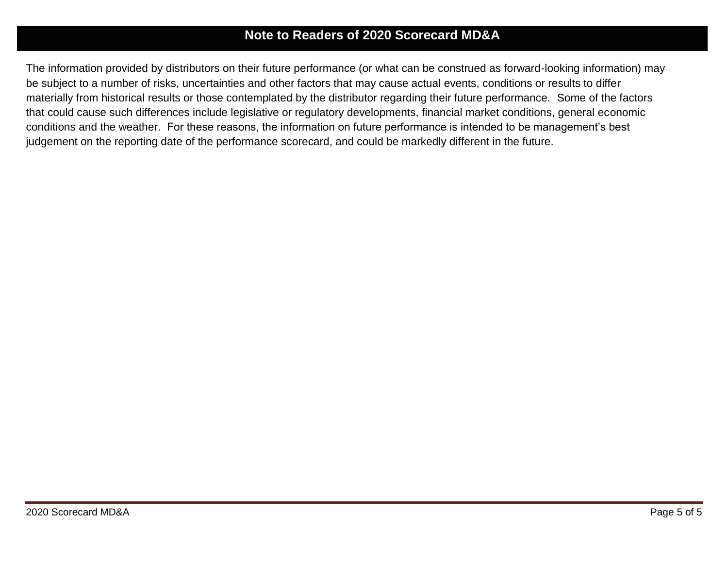## Note to Readers of 2020 Scorecard MD&A

The information provided by distributors on their future performance (or what can be construed as forward-looking information) may be subject to a number of risks, uncertainties and other factors that may cause actual events, conditions or results to differ materially from historical results or those contemplated by the distributor regarding their future performance. Some of the factors that could cause such differences include legislative or regulatory developments, financial market conditions, general economic conditions and the weather. For these reasons, the information on future performance is intended to be management's best judgement on the reporting date of the performance scorecard, and could be markedly different in the future.